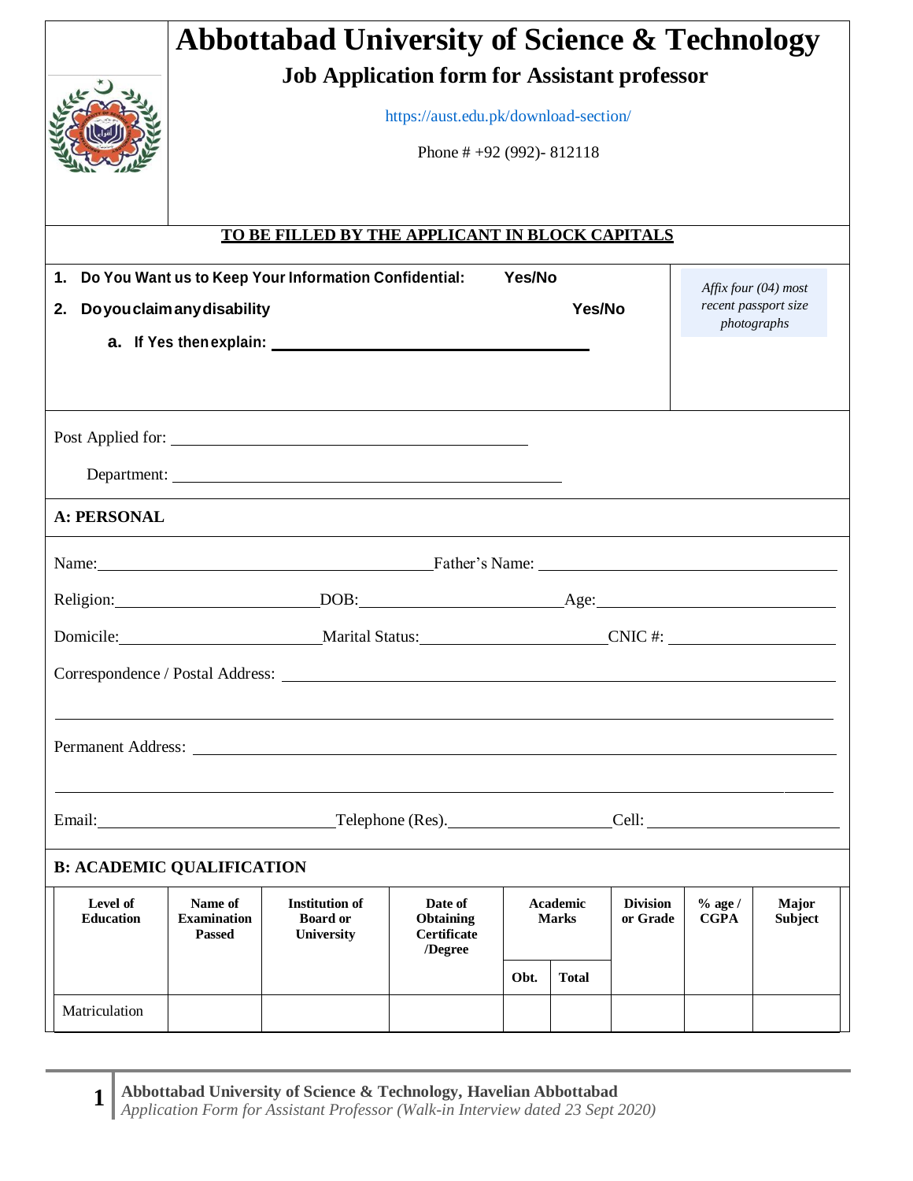# Abbottabad University of Science & Technology

## Job Application form for Assistant professor

https://aust.edu.pk/download-section/

Phone # +92 (992)- 812118

**TO BE FILLED BY THE APPLICANT IN BLOCK CAPITALS**

1. **Do You Want us to Keep Your Information Confidential: Yes/No**
2. **Do you claim any disability Yes/No**
   a. **If Yes then explain: ______________________**

*Affix four (04) most recent passport size photographs*

Post Applied for: ______________________

Department: ______________________

### A: PERSONAL

Name: ______________________ Father's Name: ______________________

Religion: ______________ DOB: ______________ Age: ______________

Domicile: ______________ Marital Status: ______________ CNIC #: ______________

Correspondence / Postal Address: ______________________________________________

______________________________________________

Permanent Address: ______________________________________________

______________________________________________

Email: ______________ Telephone (Res). ______________ Cell: ______________

### B: ACADEMIC QUALIFICATION

| Level of Education | Name of Examination Passed | Institution of Board or University | Date of Obtaining Certificate /Degree | Academic Marks | | Division or Grade | % age / CGPA | Major Subject |
|---|---|---|---|---|---|---|---|---|
| | | | | Obt. | Total | | | |
| Matriculation | | | | | | | | |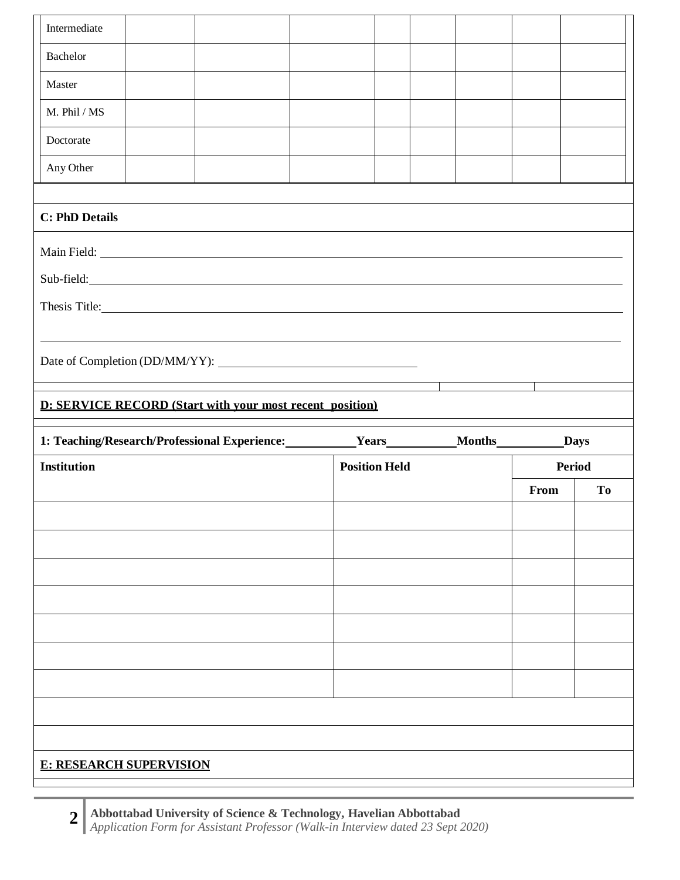| | | | | | | | | |
|---|---|---|---|---|---|---|---|---|
| Intermediate | | | | | | | | |
| Bachelor | | | | | | | | |
| Master | | | | | | | | |
| M. Phil / MS | | | | | | | | |
| Doctorate | | | | | | | | |
| Any Other | | | | | | | | |

**C: PhD Details**

Main Field: ______________________________________________

Sub-field: ______________________________________________

Thesis Title: ______________________________________________

______________________________________________

Date of Completion (DD/MM/YY): ______________________

**D: SERVICE RECORD (Start with your most recent position)**

**1: Teaching/Research/Professional Experience: ________ Years ________ Months ________ Days**

| **Institution** | **Position Held** | **Period** | |
|---|---|---|---|
| | | **From** | **To** |
| | | | |
| | | | |
| | | | |
| | | | |
| | | | |
| | | | |
| | | | |

**E: RESEARCH SUPERVISION**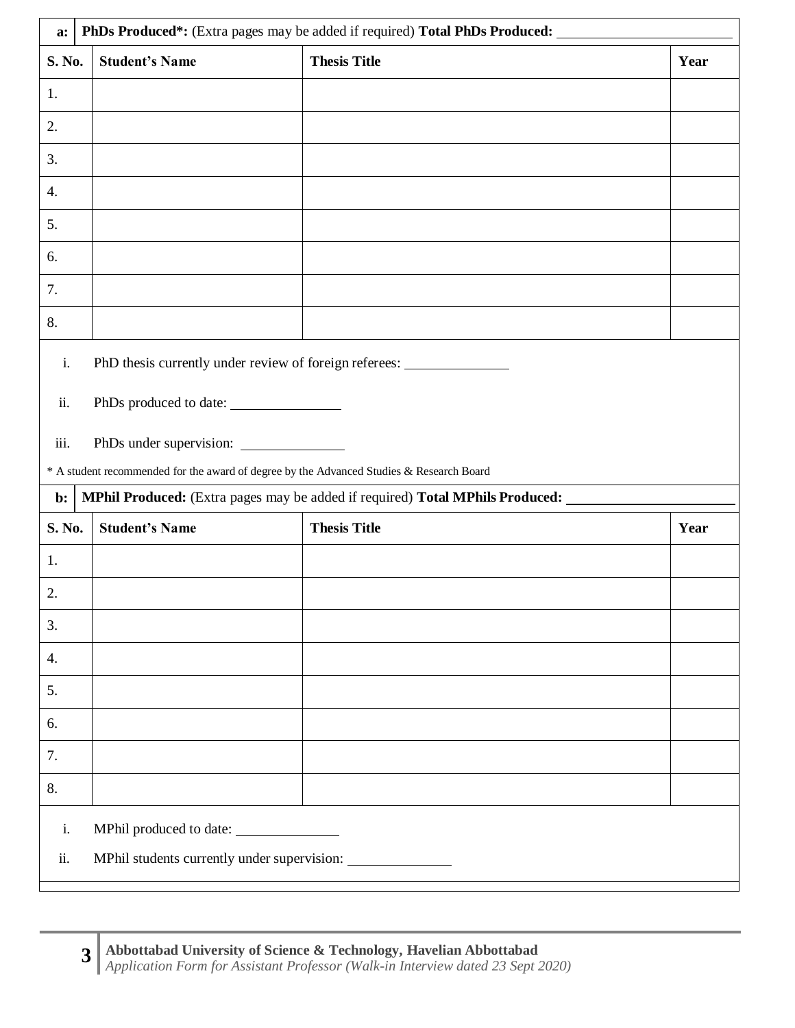**a: PhDs Produced*:** (Extra pages may be added if required) **Total PhDs Produced:** ______________________

| S. No. | Student's Name | Thesis Title | Year |
|---|---|---|---|
| 1. | | | |
| 2. | | | |
| 3. | | | |
| 4. | | | |
| 5. | | | |
| 6. | | | |
| 7. | | | |
| 8. | | | |

i. PhD thesis currently under review of foreign referees: ______________

ii. PhDs produced to date: ______________

iii. PhDs under supervision: ______________

* A student recommended for the award of degree by the Advanced Studies & Research Board

**b: MPhil Produced:** (Extra pages may be added if required) **Total MPhils Produced:** ______________________

| S. No. | Student's Name | Thesis Title | Year |
|---|---|---|---|
| 1. | | | |
| 2. | | | |
| 3. | | | |
| 4. | | | |
| 5. | | | |
| 6. | | | |
| 7. | | | |
| 8. | | | |

i. MPhil produced to date: ______________

ii. MPhil students currently under supervision: ______________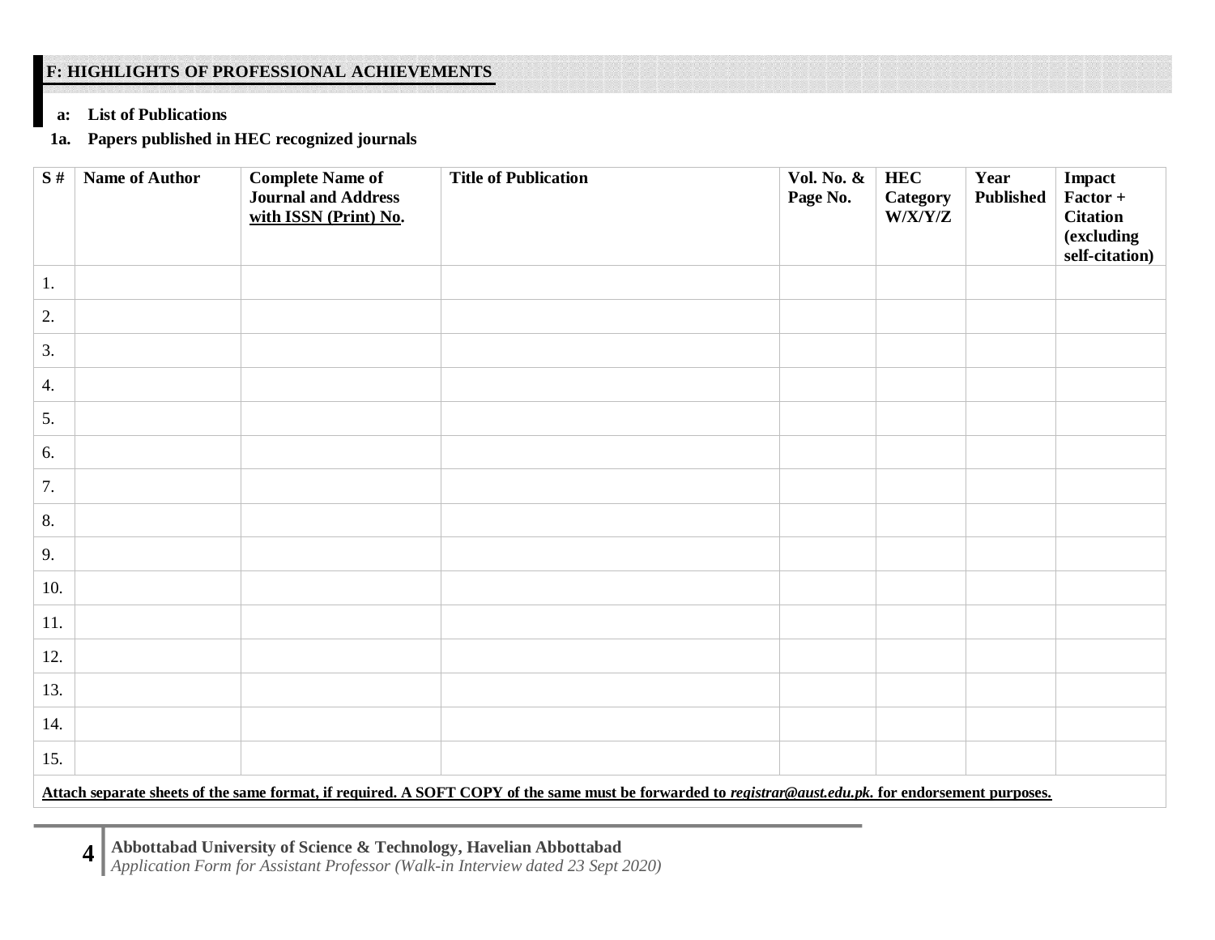## F: HIGHLIGHTS OF PROFESSIONAL ACHIEVEMENTS

**a: List of Publications**

**1a. Papers published in HEC recognized journals**

| S # | Name of Author | Complete Name of Journal and Address with ISSN (Print) No. | Title of Publication | Vol. No. & Page No. | HEC Category W/X/Y/Z | Year Published | Impact Factor + Citation (excluding self-citation) |
|---|---|---|---|---|---|---|---|
| 1. | | | | | | | |
| 2. | | | | | | | |
| 3. | | | | | | | |
| 4. | | | | | | | |
| 5. | | | | | | | |
| 6. | | | | | | | |
| 7. | | | | | | | |
| 8. | | | | | | | |
| 9. | | | | | | | |
| 10. | | | | | | | |
| 11. | | | | | | | |
| 12. | | | | | | | |
| 13. | | | | | | | |
| 14. | | | | | | | |
| 15. | | | | | | | |

**Attach separate sheets of the same format, if required. A SOFT COPY of the same must be forwarded to *registrar@aust.edu.pk*. for endorsement purposes.**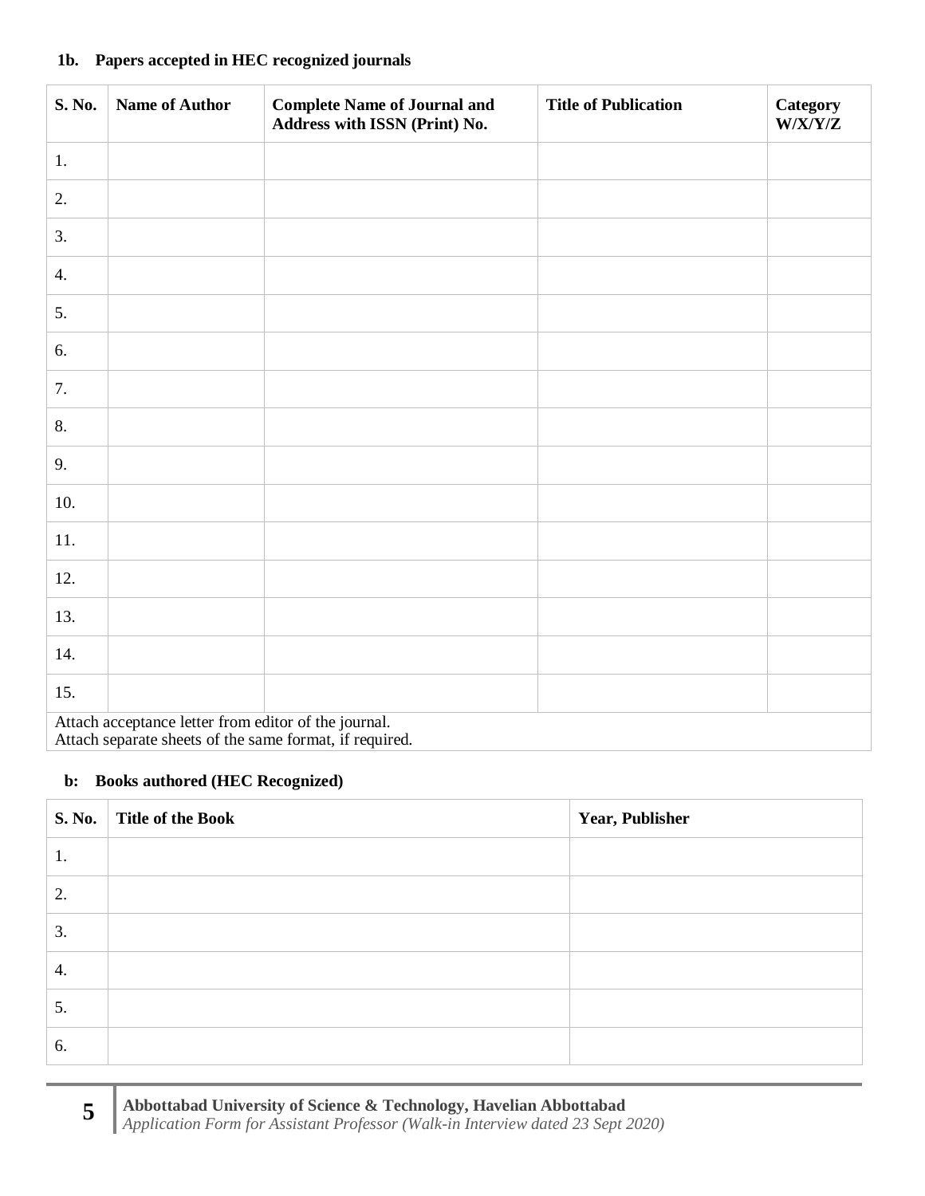**1b. Papers accepted in HEC recognized journals**

| S. No. | Name of Author | Complete Name of Journal and Address with ISSN (Print) No. | Title of Publication | Category W/X/Y/Z |
|---|---|---|---|---|
| 1. | | | | |
| 2. | | | | |
| 3. | | | | |
| 4. | | | | |
| 5. | | | | |
| 6. | | | | |
| 7. | | | | |
| 8. | | | | |
| 9. | | | | |
| 10. | | | | |
| 11. | | | | |
| 12. | | | | |
| 13. | | | | |
| 14. | | | | |
| 15. | | | | |
| Attach acceptance letter from editor of the journal. Attach separate sheets of the same format, if required. | | | | |

**b: Books authored (HEC Recognized)**

| S. No. | Title of the Book | Year, Publisher |
|---|---|---|
| 1. | | |
| 2. | | |
| 3. | | |
| 4. | | |
| 5. | | |
| 6. | | |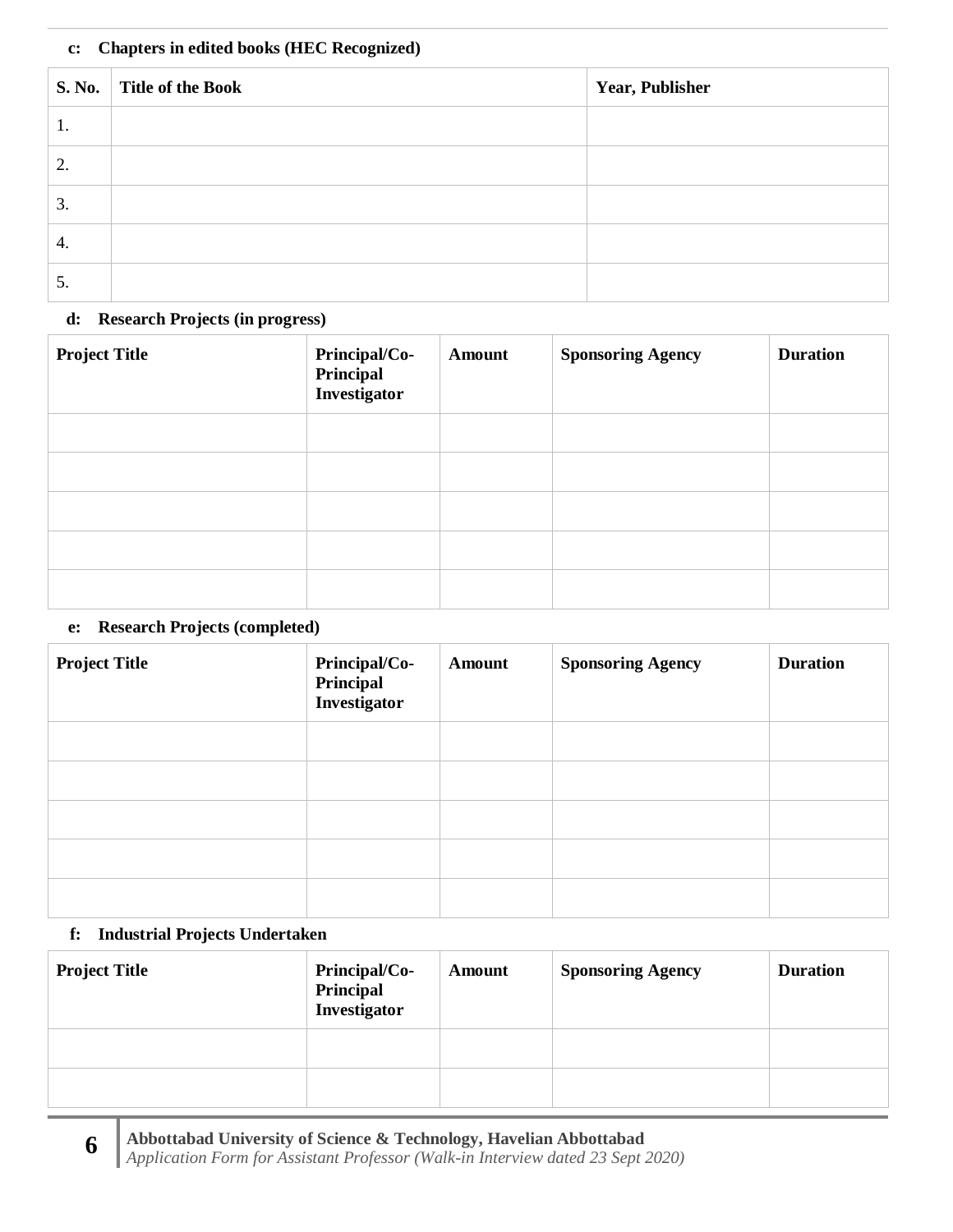**c: Chapters in edited books (HEC Recognized)**

| S. No. | Title of the Book | Year, Publisher |
|---|---|---|
| 1. | | |
| 2. | | |
| 3. | | |
| 4. | | |
| 5. | | |

**d: Research Projects (in progress)**

| Project Title | Principal/Co-Principal Investigator | Amount | Sponsoring Agency | Duration |
|---|---|---|---|---|
| | | | | |
| | | | | |
| | | | | |
| | | | | |
| | | | | |

**e: Research Projects (completed)**

| Project Title | Principal/Co-Principal Investigator | Amount | Sponsoring Agency | Duration |
|---|---|---|---|---|
| | | | | |
| | | | | |
| | | | | |
| | | | | |
| | | | | |

**f: Industrial Projects Undertaken**

| Project Title | Principal/Co-Principal Investigator | Amount | Sponsoring Agency | Duration |
|---|---|---|---|---|
| | | | | |
| | | | | |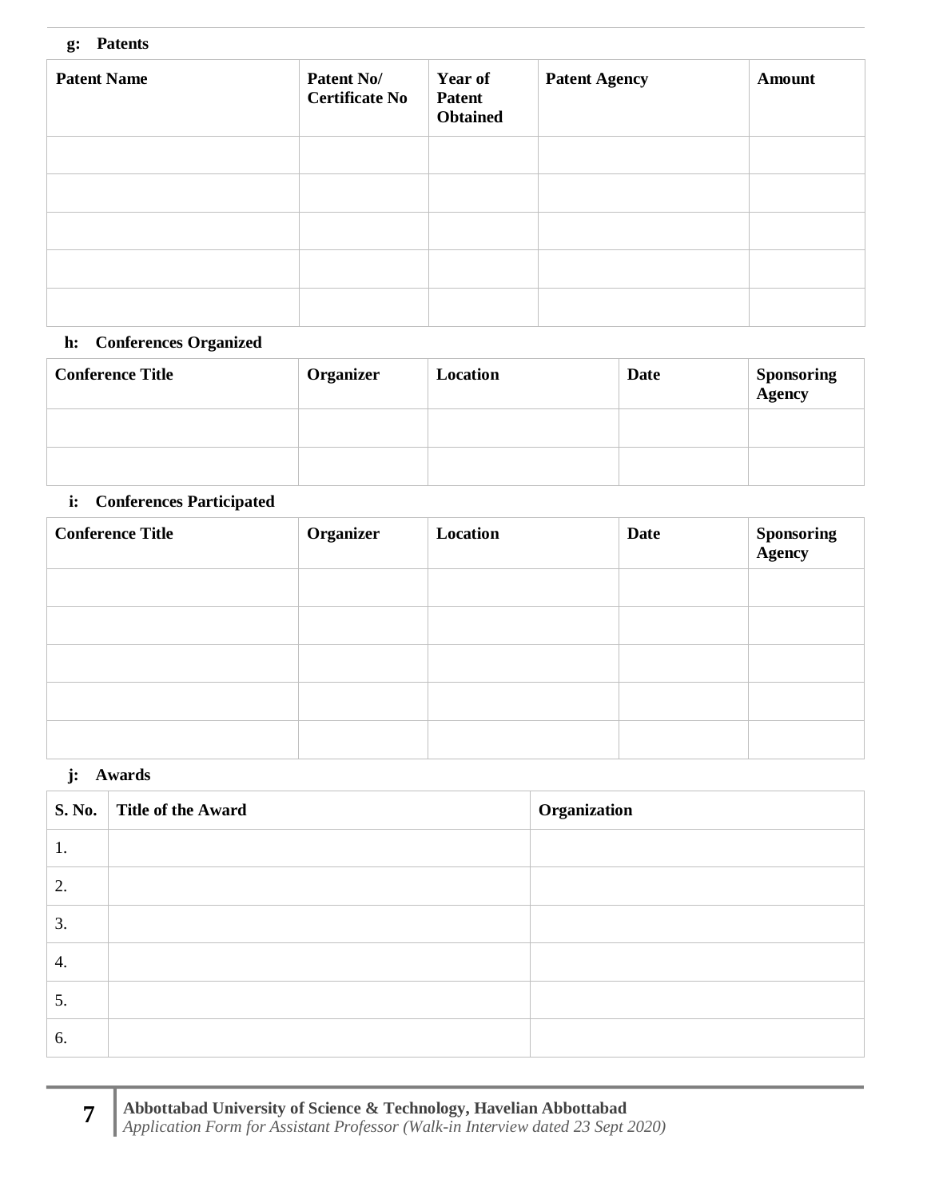**g: Patents**

| Patent Name | Patent No/ Certificate No | Year of Patent Obtained | Patent Agency | Amount |
| --- | --- | --- | --- | --- |
| | | | | |
| | | | | |
| | | | | |
| | | | | |
| | | | | |

**h: Conferences Organized**

| Conference Title | Organizer | Location | Date | Sponsoring Agency |
| --- | --- | --- | --- | --- |
| | | | | |
| | | | | |

**i: Conferences Participated**

| Conference Title | Organizer | Location | Date | Sponsoring Agency |
| --- | --- | --- | --- | --- |
| | | | | |
| | | | | |
| | | | | |
| | | | | |
| | | | | |

**j: Awards**

| S. No. | Title of the Award | Organization |
| --- | --- | --- |
| 1. | | |
| 2. | | |
| 3. | | |
| 4. | | |
| 5. | | |
| 6. | | |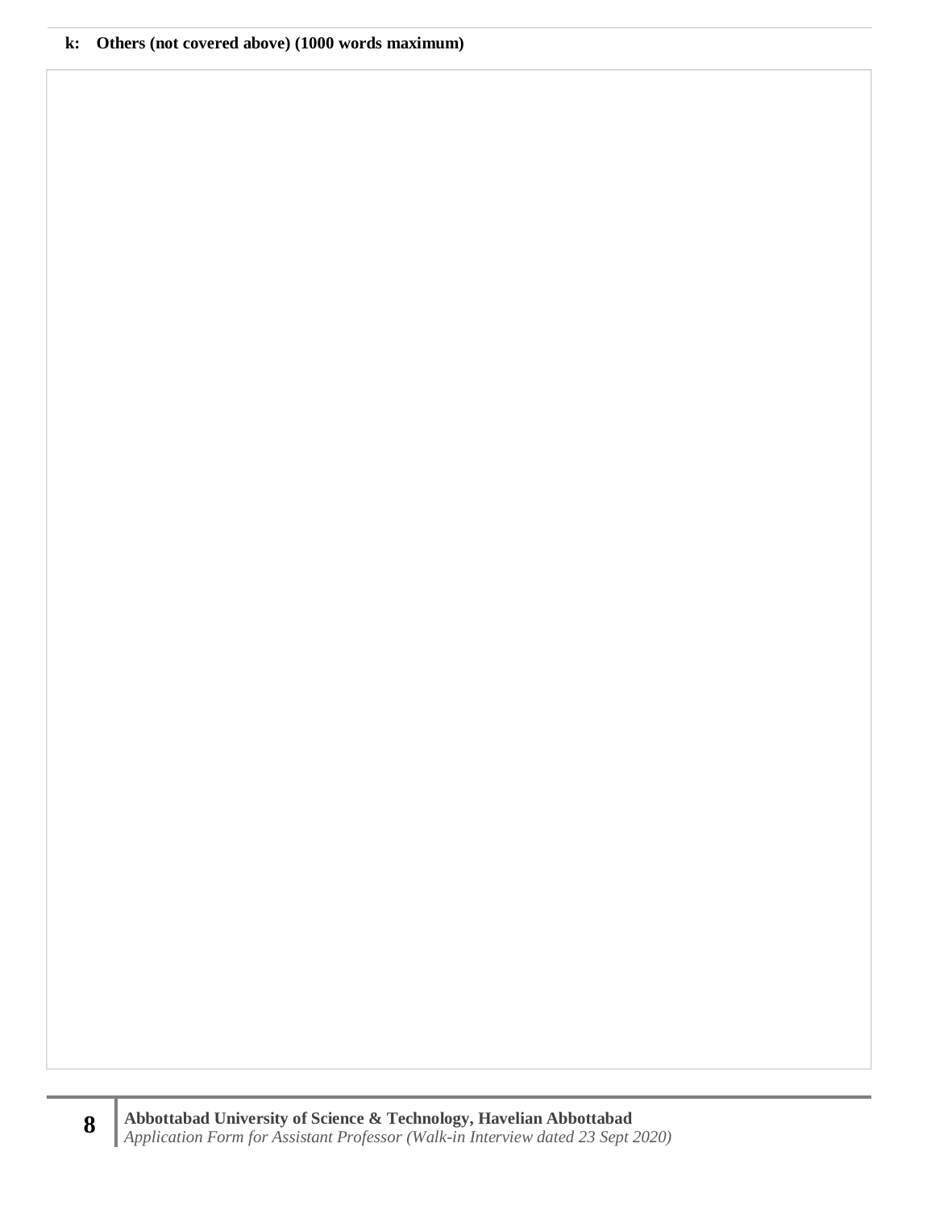**k: Others (not covered above) (1000 words maximum)**

| |
|---|
| |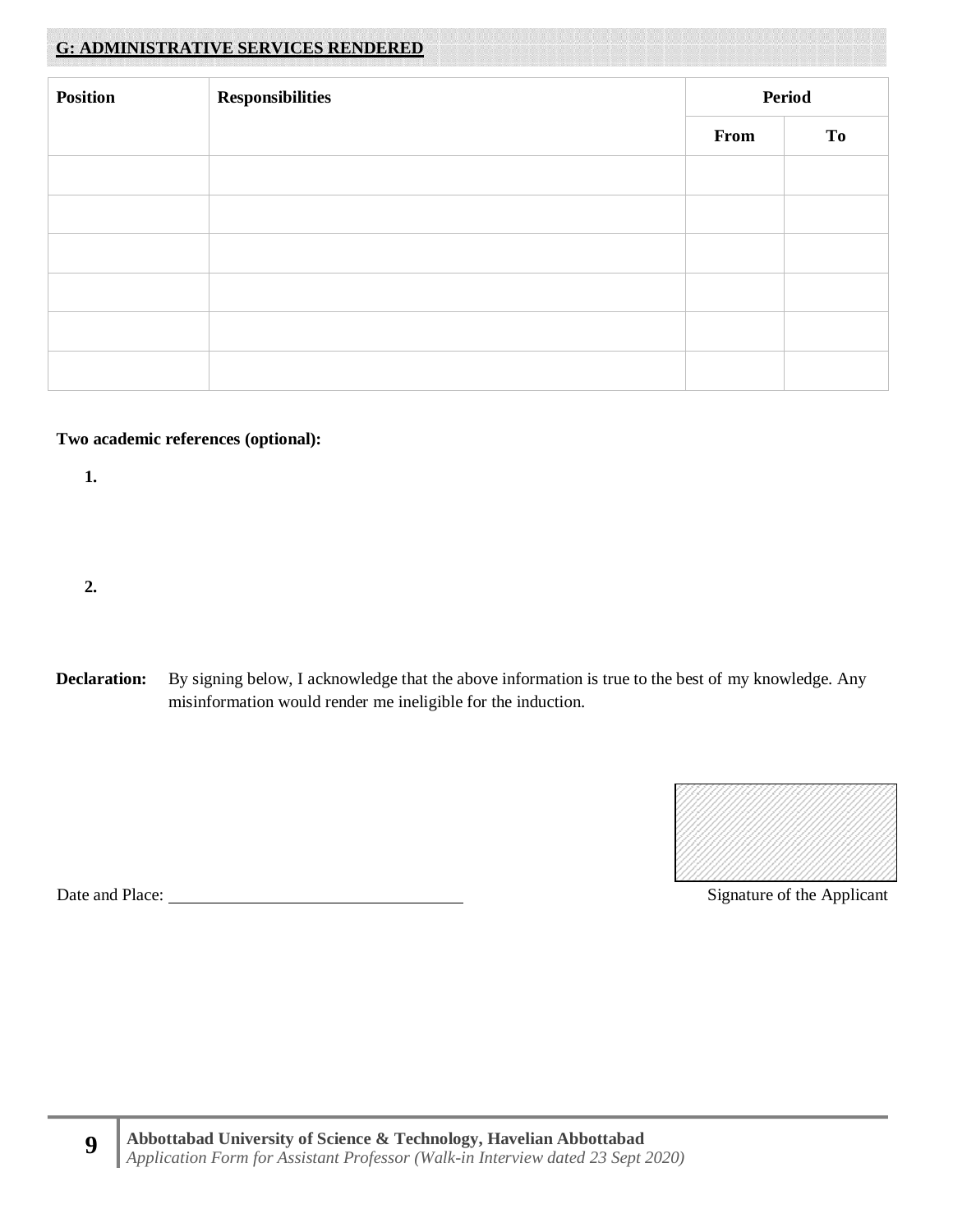## G: ADMINISTRATIVE SERVICES RENDERED

| Position | Responsibilities | Period | |
|---|---|---|---|
| | | From | To |
| | | | |
| | | | |
| | | | |
| | | | |
| | | | |
| | | | |

**Two academic references (optional):**

**1.**

**2.**

**Declaration:** By signing below, I acknowledge that the above information is true to the best of my knowledge. Any misinformation would render me ineligible for the induction.

Date and Place: ______________________________

Signature of the Applicant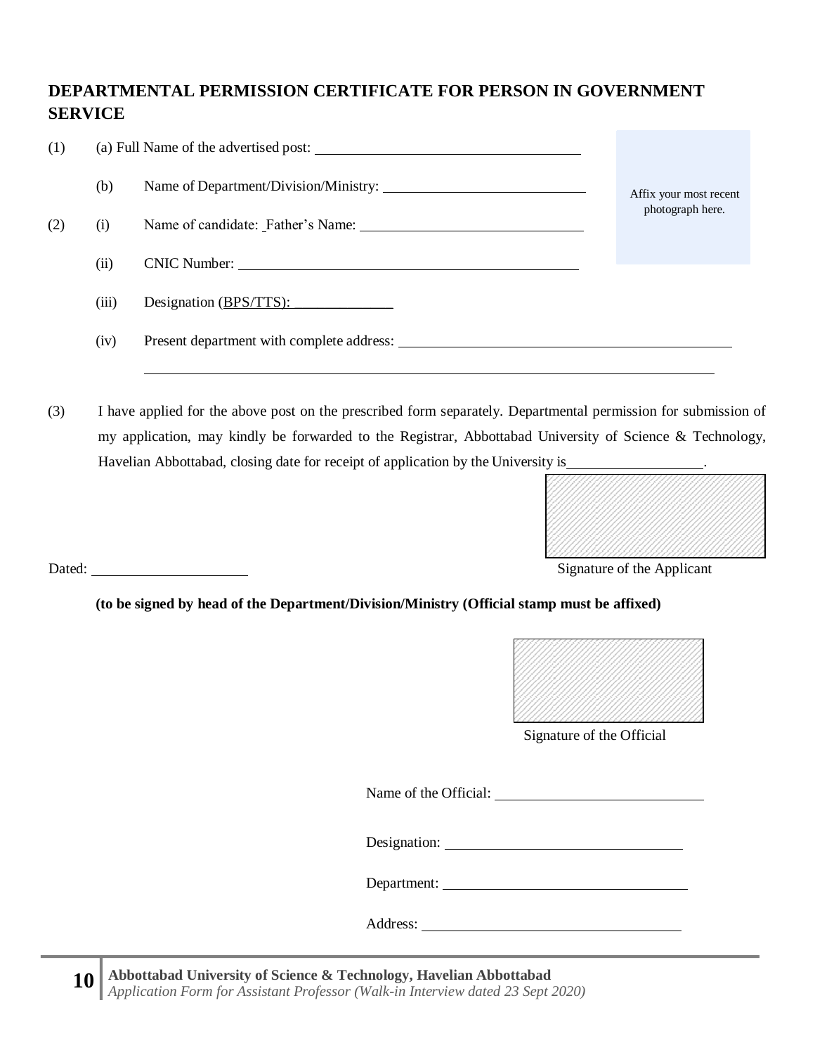## DEPARTMENTAL PERMISSION CERTIFICATE FOR PERSON IN GOVERNMENT SERVICE

Affix your most recent photograph here.

(1) (a) Full Name of the advertised post: ____________________

(b) Name of Department/Division/Ministry: ____________________

(2) (i) Name of candidate: Father's Name: ____________________

(ii) CNIC Number: ____________________

(iii) Designation (BPS/TTS): ____________________

(iv) Present department with complete address: ____________________

____________________

(3) I have applied for the above post on the prescribed form separately. Departmental permission for submission of my application, may kindly be forwarded to the Registrar, Abbottabad University of Science & Technology, Havelian Abbottabad, closing date for receipt of application by the University is ____________________.

Dated: ____________________

Signature of the Applicant

**(to be signed by head of the Department/Division/Ministry (Official stamp must be affixed)**

Signature of the Official

Name of the Official: ____________________

Designation: ____________________

Department: ____________________

Address: ____________________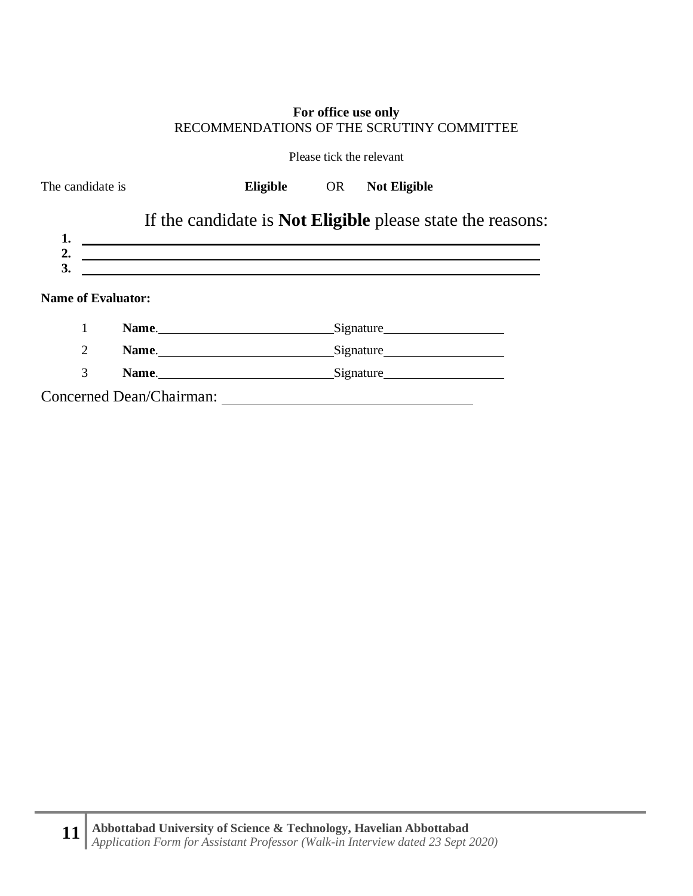**For office use only**

RECOMMENDATIONS OF THE SCRUTINY COMMITTEE

Please tick the relevant

The candidate is **Eligible** OR **Not Eligible**

If the candidate is **Not Eligible** please state the reasons:

**1.** ______________________________________________

**2.** ______________________________________________

**3.** ______________________________________________

**Name of Evaluator:**

1 **Name**.__________________________ Signature__________________

2 **Name**.__________________________ Signature__________________

3 **Name**.__________________________ Signature__________________

Concerned Dean/Chairman: ______________________________